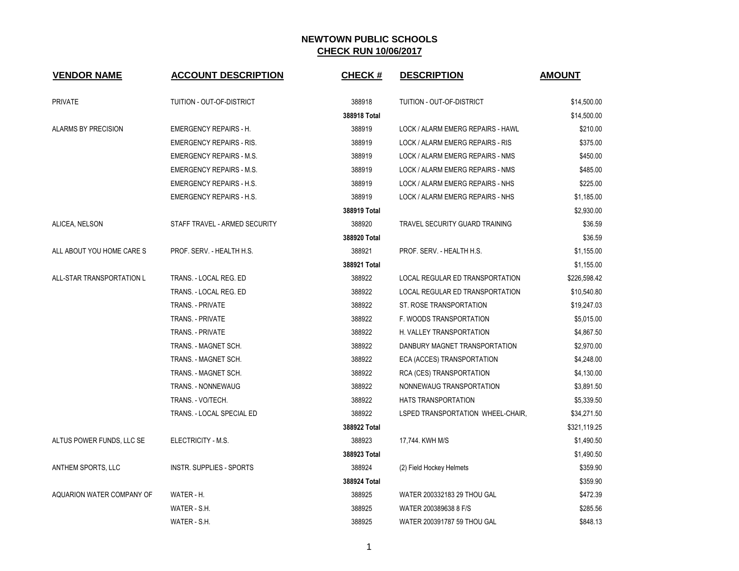# NEWTOWN PUBLIC SCHOOLS

## CHECK RUN 10/06/2017

| VENDOR NAME | ACCOUNT DESCRIPTION | CHECK # | DESCRIPTION | AMOUNT |
|---|---|---|---|---|
| PRIVATE | TUITION - OUT-OF-DISTRICT | 388918 | TUITION - OUT-OF-DISTRICT | $14,500.00 |
| | | **388918 Total** | | $14,500.00 |
| ALARMS BY PRECISION | EMERGENCY REPAIRS - H. | 388919 | LOCK / ALARM EMERG REPAIRS - HAWL | $210.00 |
| | EMERGENCY REPAIRS - RIS. | 388919 | LOCK / ALARM EMERG REPAIRS - RIS | $375.00 |
| | EMERGENCY REPAIRS - M.S. | 388919 | LOCK / ALARM EMERG REPAIRS - NMS | $450.00 |
| | EMERGENCY REPAIRS - M.S. | 388919 | LOCK / ALARM EMERG REPAIRS - NMS | $485.00 |
| | EMERGENCY REPAIRS - H.S. | 388919 | LOCK / ALARM EMERG REPAIRS - NHS | $225.00 |
| | EMERGENCY REPAIRS - H.S. | 388919 | LOCK / ALARM EMERG REPAIRS - NHS | $1,185.00 |
| | | **388919 Total** | | $2,930.00 |
| ALICEA, NELSON | STAFF TRAVEL - ARMED SECURITY | 388920 | TRAVEL SECURITY GUARD TRAINING | $36.59 |
| | | **388920 Total** | | $36.59 |
| ALL ABOUT YOU HOME CARE S | PROF. SERV. - HEALTH H.S. | 388921 | PROF. SERV. - HEALTH H.S. | $1,155.00 |
| | | **388921 Total** | | $1,155.00 |
| ALL-STAR TRANSPORTATION L | TRANS. - LOCAL REG. ED | 388922 | LOCAL REGULAR ED TRANSPORTATION | $226,598.42 |
| | TRANS. - LOCAL REG. ED | 388922 | LOCAL REGULAR ED TRANSPORTATION | $10,540.80 |
| | TRANS. - PRIVATE | 388922 | ST. ROSE TRANSPORTATION | $19,247.03 |
| | TRANS. - PRIVATE | 388922 | F. WOODS TRANSPORTATION | $5,015.00 |
| | TRANS. - PRIVATE | 388922 | H. VALLEY TRANSPORTATION | $4,867.50 |
| | TRANS. - MAGNET SCH. | 388922 | DANBURY MAGNET TRANSPORTATION | $2,970.00 |
| | TRANS. - MAGNET SCH. | 388922 | ECA (ACCES) TRANSPORTATION | $4,248.00 |
| | TRANS. - MAGNET SCH. | 388922 | RCA (CES) TRANSPORTATION | $4,130.00 |
| | TRANS. - NONNEWAUG | 388922 | NONNEWAUG TRANSPORTATION | $3,891.50 |
| | TRANS. - VO/TECH. | 388922 | HATS TRANSPORTATION | $5,339.50 |
| | TRANS. - LOCAL SPECIAL ED | 388922 | LSPED TRANSPORTATION WHEEL-CHAIR, | $34,271.50 |
| | | **388922 Total** | | $321,119.25 |
| ALTUS POWER FUNDS, LLC SE | ELECTRICITY - M.S. | 388923 | 17,744. KWH M/S | $1,490.50 |
| | | **388923 Total** | | $1,490.50 |
| ANTHEM SPORTS, LLC | INSTR. SUPPLIES - SPORTS | 388924 | (2) Field Hockey Helmets | $359.90 |
| | | **388924 Total** | | $359.90 |
| AQUARION WATER COMPANY OF | WATER - H. | 388925 | WATER 200332183 29 THOU GAL | $472.39 |
| | WATER - S.H. | 388925 | WATER 200389638 8 F/S | $285.56 |
| | WATER - S.H. | 388925 | WATER 200391787 59 THOU GAL | $848.13 |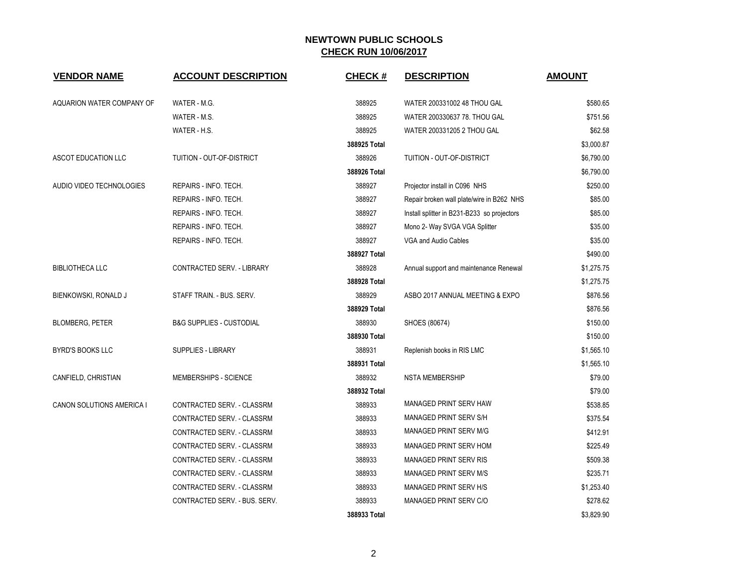## NEWTOWN PUBLIC SCHOOLS

## CHECK RUN 10/06/2017

| VENDOR NAME | ACCOUNT DESCRIPTION | CHECK # | DESCRIPTION | AMOUNT |
|---|---|---|---|---|
| AQUARION WATER COMPANY OF | WATER - M.G. | 388925 | WATER 200331002 48 THOU GAL | $580.65 |
| | WATER - M.S. | 388925 | WATER 200330637 78. THOU GAL | $751.56 |
| | WATER - H.S. | 388925 | WATER 200331205 2 THOU GAL | $62.58 |
| | | 388925 Total | | $3,000.87 |
| ASCOT EDUCATION LLC | TUITION - OUT-OF-DISTRICT | 388926 | TUITION - OUT-OF-DISTRICT | $6,790.00 |
| | | 388926 Total | | $6,790.00 |
| AUDIO VIDEO TECHNOLOGIES | REPAIRS - INFO. TECH. | 388927 | Projector install in C096 NHS | $250.00 |
| | REPAIRS - INFO. TECH. | 388927 | Repair broken wall plate/wire in B262 NHS | $85.00 |
| | REPAIRS - INFO. TECH. | 388927 | Install splitter in B231-B233 so projectors | $85.00 |
| | REPAIRS - INFO. TECH. | 388927 | Mono 2- Way SVGA VGA Splitter | $35.00 |
| | REPAIRS - INFO. TECH. | 388927 | VGA and Audio Cables | $35.00 |
| | | 388927 Total | | $490.00 |
| BIBLIOTHECA LLC | CONTRACTED SERV. - LIBRARY | 388928 | Annual support and maintenance Renewal | $1,275.75 |
| | | 388928 Total | | $1,275.75 |
| BIENKOWSKI, RONALD J | STAFF TRAIN. - BUS. SERV. | 388929 | ASBO 2017 ANNUAL MEETING & EXPO | $876.56 |
| | | 388929 Total | | $876.56 |
| BLOMBERG, PETER | B&G SUPPLIES - CUSTODIAL | 388930 | SHOES (80674) | $150.00 |
| | | 388930 Total | | $150.00 |
| BYRD'S BOOKS LLC | SUPPLIES - LIBRARY | 388931 | Replenish books in RIS LMC | $1,565.10 |
| | | 388931 Total | | $1,565.10 |
| CANFIELD, CHRISTIAN | MEMBERSHIPS - SCIENCE | 388932 | NSTA MEMBERSHIP | $79.00 |
| | | 388932 Total | | $79.00 |
| CANON SOLUTIONS AMERICA I | CONTRACTED SERV. - CLASSRM | 388933 | MANAGED PRINT SERV HAW | $538.85 |
| | CONTRACTED SERV. - CLASSRM | 388933 | MANAGED PRINT SERV S/H | $375.54 |
| | CONTRACTED SERV. - CLASSRM | 388933 | MANAGED PRINT SERV M/G | $412.91 |
| | CONTRACTED SERV. - CLASSRM | 388933 | MANAGED PRINT SERV HOM | $225.49 |
| | CONTRACTED SERV. - CLASSRM | 388933 | MANAGED PRINT SERV RIS | $509.38 |
| | CONTRACTED SERV. - CLASSRM | 388933 | MANAGED PRINT SERV M/S | $235.71 |
| | CONTRACTED SERV. - CLASSRM | 388933 | MANAGED PRINT SERV H/S | $1,253.40 |
| | CONTRACTED SERV. - BUS. SERV. | 388933 | MANAGED PRINT SERV C/O | $278.62 |
| | | 388933 Total | | $3,829.90 |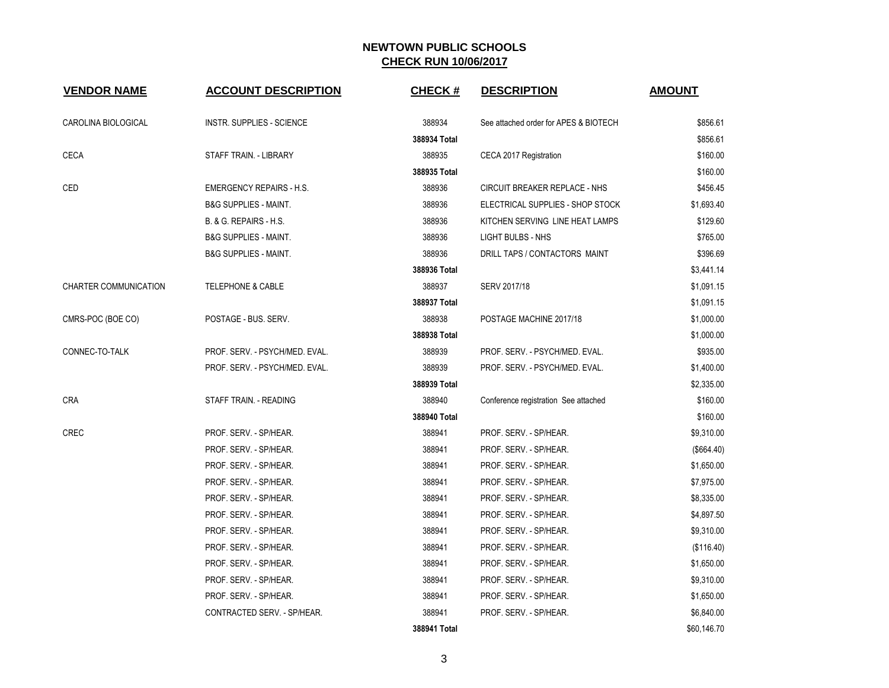# NEWTOWN PUBLIC SCHOOLS

## CHECK RUN 10/06/2017

| VENDOR NAME | ACCOUNT DESCRIPTION | CHECK # | DESCRIPTION | AMOUNT |
|---|---|---|---|---|
| CAROLINA BIOLOGICAL | INSTR. SUPPLIES - SCIENCE | 388934 | See attached order for APES & BIOTECH | $856.61 |
| | | 388934 Total | | $856.61 |
| CECA | STAFF TRAIN. - LIBRARY | 388935 | CECA 2017 Registration | $160.00 |
| | | 388935 Total | | $160.00 |
| CED | EMERGENCY REPAIRS - H.S. | 388936 | CIRCUIT BREAKER REPLACE - NHS | $456.45 |
| | B&G SUPPLIES - MAINT. | 388936 | ELECTRICAL SUPPLIES - SHOP STOCK | $1,693.40 |
| | B. & G. REPAIRS - H.S. | 388936 | KITCHEN SERVING LINE HEAT LAMPS | $129.60 |
| | B&G SUPPLIES - MAINT. | 388936 | LIGHT BULBS - NHS | $765.00 |
| | B&G SUPPLIES - MAINT. | 388936 | DRILL TAPS / CONTACTORS MAINT | $396.69 |
| | | 388936 Total | | $3,441.14 |
| CHARTER COMMUNICATION | TELEPHONE & CABLE | 388937 | SERV 2017/18 | $1,091.15 |
| | | 388937 Total | | $1,091.15 |
| CMRS-POC (BOE CO) | POSTAGE - BUS. SERV. | 388938 | POSTAGE MACHINE 2017/18 | $1,000.00 |
| | | 388938 Total | | $1,000.00 |
| CONNEC-TO-TALK | PROF. SERV. - PSYCH/MED. EVAL. | 388939 | PROF. SERV. - PSYCH/MED. EVAL. | $935.00 |
| | PROF. SERV. - PSYCH/MED. EVAL. | 388939 | PROF. SERV. - PSYCH/MED. EVAL. | $1,400.00 |
| | | 388939 Total | | $2,335.00 |
| CRA | STAFF TRAIN. - READING | 388940 | Conference registration See attached | $160.00 |
| | | 388940 Total | | $160.00 |
| CREC | PROF. SERV. - SP/HEAR. | 388941 | PROF. SERV. - SP/HEAR. | $9,310.00 |
| | PROF. SERV. - SP/HEAR. | 388941 | PROF. SERV. - SP/HEAR. | ($664.40) |
| | PROF. SERV. - SP/HEAR. | 388941 | PROF. SERV. - SP/HEAR. | $1,650.00 |
| | PROF. SERV. - SP/HEAR. | 388941 | PROF. SERV. - SP/HEAR. | $7,975.00 |
| | PROF. SERV. - SP/HEAR. | 388941 | PROF. SERV. - SP/HEAR. | $8,335.00 |
| | PROF. SERV. - SP/HEAR. | 388941 | PROF. SERV. - SP/HEAR. | $4,897.50 |
| | PROF. SERV. - SP/HEAR. | 388941 | PROF. SERV. - SP/HEAR. | $9,310.00 |
| | PROF. SERV. - SP/HEAR. | 388941 | PROF. SERV. - SP/HEAR. | ($116.40) |
| | PROF. SERV. - SP/HEAR. | 388941 | PROF. SERV. - SP/HEAR. | $1,650.00 |
| | PROF. SERV. - SP/HEAR. | 388941 | PROF. SERV. - SP/HEAR. | $9,310.00 |
| | PROF. SERV. - SP/HEAR. | 388941 | PROF. SERV. - SP/HEAR. | $1,650.00 |
| | CONTRACTED SERV. - SP/HEAR. | 388941 | PROF. SERV. - SP/HEAR. | $6,840.00 |
| | | 388941 Total | | $60,146.70 |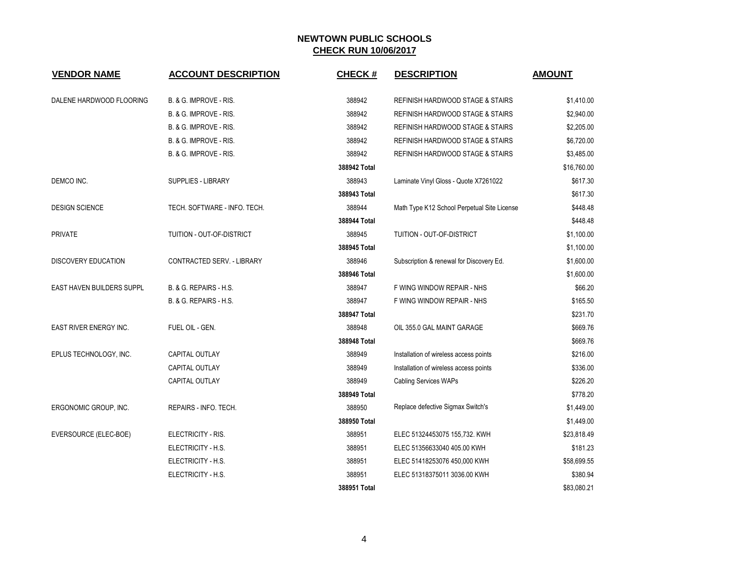# NEWTOWN PUBLIC SCHOOLS
## CHECK RUN 10/06/2017

| VENDOR NAME | ACCOUNT DESCRIPTION | CHECK # | DESCRIPTION | AMOUNT |
|---|---|---|---|---|
| DALENE HARDWOOD FLOORING | B. & G. IMPROVE - RIS. | 388942 | REFINISH HARDWOOD STAGE & STAIRS | $1,410.00 |
| | B. & G. IMPROVE - RIS. | 388942 | REFINISH HARDWOOD STAGE & STAIRS | $2,940.00 |
| | B. & G. IMPROVE - RIS. | 388942 | REFINISH HARDWOOD STAGE & STAIRS | $2,205.00 |
| | B. & G. IMPROVE - RIS. | 388942 | REFINISH HARDWOOD STAGE & STAIRS | $6,720.00 |
| | B. & G. IMPROVE - RIS. | 388942 | REFINISH HARDWOOD STAGE & STAIRS | $3,485.00 |
| | | **388942 Total** | | $16,760.00 |
| DEMCO INC. | SUPPLIES - LIBRARY | 388943 | Laminate Vinyl Gloss - Quote X7261022 | $617.30 |
| | | **388943 Total** | | $617.30 |
| DESIGN SCIENCE | TECH. SOFTWARE - INFO. TECH. | 388944 | Math Type K12 School Perpetual Site License | $448.48 |
| | | **388944 Total** | | $448.48 |
| PRIVATE | TUITION - OUT-OF-DISTRICT | 388945 | TUITION - OUT-OF-DISTRICT | $1,100.00 |
| | | **388945 Total** | | $1,100.00 |
| DISCOVERY EDUCATION | CONTRACTED SERV. - LIBRARY | 388946 | Subscription & renewal for Discovery Ed. | $1,600.00 |
| | | **388946 Total** | | $1,600.00 |
| EAST HAVEN BUILDERS SUPPL | B. & G. REPAIRS - H.S. | 388947 | F WING WINDOW REPAIR - NHS | $66.20 |
| | B. & G. REPAIRS - H.S. | 388947 | F WING WINDOW REPAIR - NHS | $165.50 |
| | | **388947 Total** | | $231.70 |
| EAST RIVER ENERGY INC. | FUEL OIL - GEN. | 388948 | OIL 355.0 GAL MAINT GARAGE | $669.76 |
| | | **388948 Total** | | $669.76 |
| EPLUS TECHNOLOGY, INC. | CAPITAL OUTLAY | 388949 | Installation of wireless access points | $216.00 |
| | CAPITAL OUTLAY | 388949 | Installation of wireless access points | $336.00 |
| | CAPITAL OUTLAY | 388949 | Cabling Services WAPs | $226.20 |
| | | **388949 Total** | | $778.20 |
| ERGONOMIC GROUP, INC. | REPAIRS - INFO. TECH. | 388950 | Replace defective Sigmax Switch's | $1,449.00 |
| | | **388950 Total** | | $1,449.00 |
| EVERSOURCE (ELEC-BOE) | ELECTRICITY - RIS. | 388951 | ELEC 51324453075 155,732. KWH | $23,818.49 |
| | ELECTRICITY - H.S. | 388951 | ELEC 51356633040 405.00 KWH | $181.23 |
| | ELECTRICITY - H.S. | 388951 | ELEC 51418253076 450,000 KWH | $58,699.55 |
| | ELECTRICITY - H.S. | 388951 | ELEC 51318375011 3036.00 KWH | $380.94 |
| | | **388951 Total** | | $83,080.21 |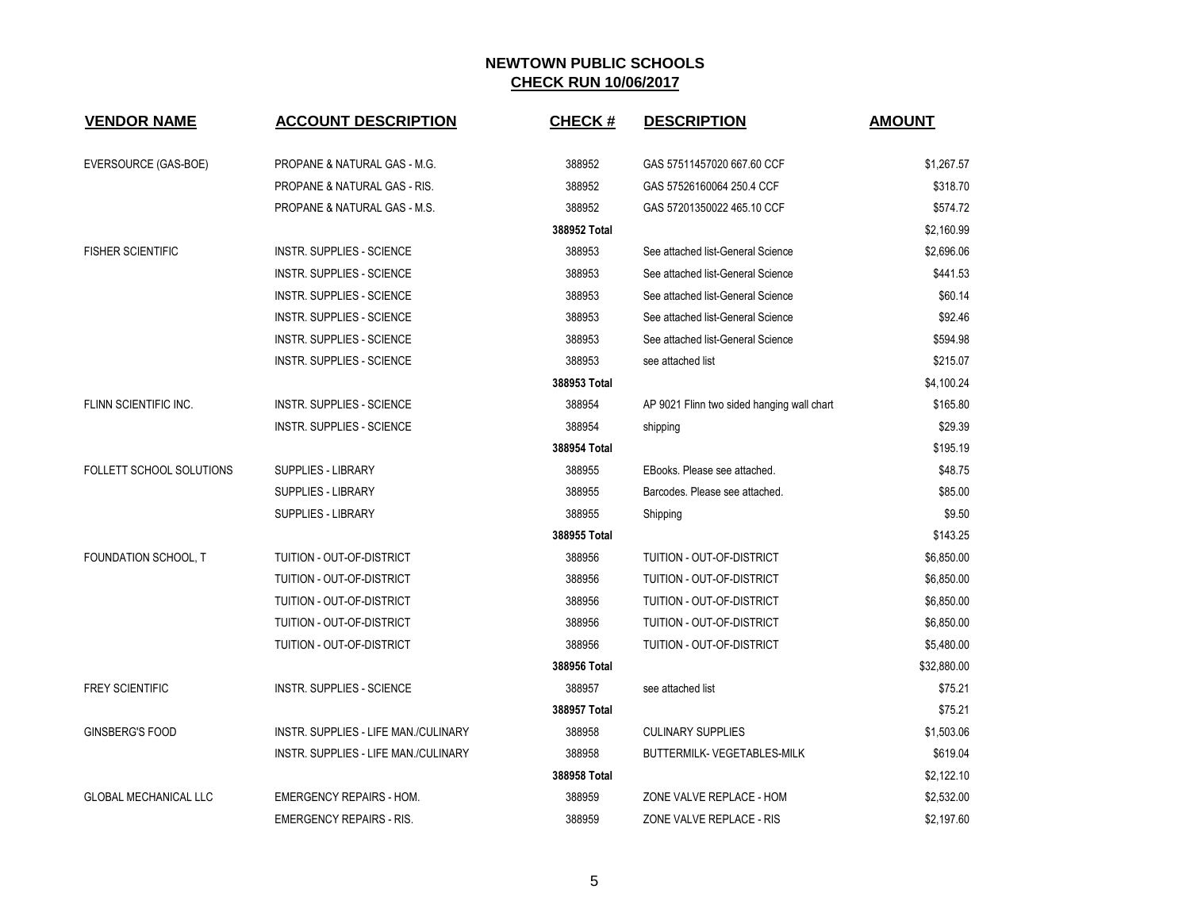# NEWTOWN PUBLIC SCHOOLS

## CHECK RUN 10/06/2017

| VENDOR NAME | ACCOUNT DESCRIPTION | CHECK # | DESCRIPTION | AMOUNT |
|---|---|---|---|---|
| EVERSOURCE (GAS-BOE) | PROPANE & NATURAL GAS - M.G. | 388952 | GAS 57511457020 667.60 CCF | $1,267.57 |
| | PROPANE & NATURAL GAS - RIS. | 388952 | GAS 57526160064 250.4 CCF | $318.70 |
| | PROPANE & NATURAL GAS - M.S. | 388952 | GAS 57201350022 465.10 CCF | $574.72 |
| | | **388952 Total** | | $2,160.99 |
| FISHER SCIENTIFIC | INSTR. SUPPLIES - SCIENCE | 388953 | See attached list-General Science | $2,696.06 |
| | INSTR. SUPPLIES - SCIENCE | 388953 | See attached list-General Science | $441.53 |
| | INSTR. SUPPLIES - SCIENCE | 388953 | See attached list-General Science | $60.14 |
| | INSTR. SUPPLIES - SCIENCE | 388953 | See attached list-General Science | $92.46 |
| | INSTR. SUPPLIES - SCIENCE | 388953 | See attached list-General Science | $594.98 |
| | INSTR. SUPPLIES - SCIENCE | 388953 | see attached list | $215.07 |
| | | **388953 Total** | | $4,100.24 |
| FLINN SCIENTIFIC INC. | INSTR. SUPPLIES - SCIENCE | 388954 | AP 9021 Flinn two sided hanging wall chart | $165.80 |
| | INSTR. SUPPLIES - SCIENCE | 388954 | shipping | $29.39 |
| | | **388954 Total** | | $195.19 |
| FOLLETT SCHOOL SOLUTIONS | SUPPLIES - LIBRARY | 388955 | EBooks. Please see attached. | $48.75 |
| | SUPPLIES - LIBRARY | 388955 | Barcodes. Please see attached. | $85.00 |
| | SUPPLIES - LIBRARY | 388955 | Shipping | $9.50 |
| | | **388955 Total** | | $143.25 |
| FOUNDATION SCHOOL, T | TUITION - OUT-OF-DISTRICT | 388956 | TUITION - OUT-OF-DISTRICT | $6,850.00 |
| | TUITION - OUT-OF-DISTRICT | 388956 | TUITION - OUT-OF-DISTRICT | $6,850.00 |
| | TUITION - OUT-OF-DISTRICT | 388956 | TUITION - OUT-OF-DISTRICT | $6,850.00 |
| | TUITION - OUT-OF-DISTRICT | 388956 | TUITION - OUT-OF-DISTRICT | $6,850.00 |
| | TUITION - OUT-OF-DISTRICT | 388956 | TUITION - OUT-OF-DISTRICT | $5,480.00 |
| | | **388956 Total** | | $32,880.00 |
| FREY SCIENTIFIC | INSTR. SUPPLIES - SCIENCE | 388957 | see attached list | $75.21 |
| | | **388957 Total** | | $75.21 |
| GINSBERG'S FOOD | INSTR. SUPPLIES - LIFE MAN./CULINARY | 388958 | CULINARY SUPPLIES | $1,503.06 |
| | INSTR. SUPPLIES - LIFE MAN./CULINARY | 388958 | BUTTERMILK- VEGETABLES-MILK | $619.04 |
| | | **388958 Total** | | $2,122.10 |
| GLOBAL MECHANICAL LLC | EMERGENCY REPAIRS - HOM. | 388959 | ZONE VALVE REPLACE - HOM | $2,532.00 |
| | EMERGENCY REPAIRS - RIS. | 388959 | ZONE VALVE REPLACE - RIS | $2,197.60 |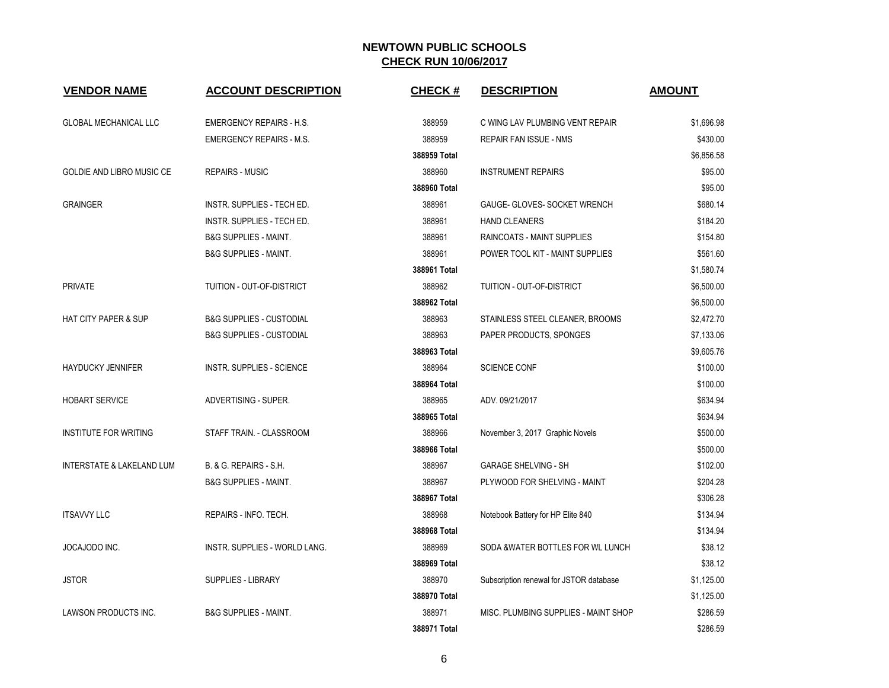# NEWTOWN PUBLIC SCHOOLS

## CHECK RUN 10/06/2017

| VENDOR NAME | ACCOUNT DESCRIPTION | CHECK # | DESCRIPTION | AMOUNT |
|---|---|---|---|---|
| GLOBAL MECHANICAL LLC | EMERGENCY REPAIRS - H.S. | 388959 | C WING LAV PLUMBING VENT REPAIR | $1,696.98 |
| | EMERGENCY REPAIRS - M.S. | 388959 | REPAIR FAN ISSUE - NMS | $430.00 |
| | | 388959 Total | | $6,856.58 |
| GOLDIE AND LIBRO MUSIC CE | REPAIRS - MUSIC | 388960 | INSTRUMENT REPAIRS | $95.00 |
| | | 388960 Total | | $95.00 |
| GRAINGER | INSTR. SUPPLIES - TECH ED. | 388961 | GAUGE- GLOVES- SOCKET WRENCH | $680.14 |
| | INSTR. SUPPLIES - TECH ED. | 388961 | HAND CLEANERS | $184.20 |
| | B&G SUPPLIES - MAINT. | 388961 | RAINCOATS - MAINT SUPPLIES | $154.80 |
| | B&G SUPPLIES - MAINT. | 388961 | POWER TOOL KIT - MAINT SUPPLIES | $561.60 |
| | | 388961 Total | | $1,580.74 |
| PRIVATE | TUITION - OUT-OF-DISTRICT | 388962 | TUITION - OUT-OF-DISTRICT | $6,500.00 |
| | | 388962 Total | | $6,500.00 |
| HAT CITY PAPER & SUP | B&G SUPPLIES - CUSTODIAL | 388963 | STAINLESS STEEL CLEANER, BROOMS | $2,472.70 |
| | B&G SUPPLIES - CUSTODIAL | 388963 | PAPER PRODUCTS, SPONGES | $7,133.06 |
| | | 388963 Total | | $9,605.76 |
| HAYDUCKY JENNIFER | INSTR. SUPPLIES - SCIENCE | 388964 | SCIENCE CONF | $100.00 |
| | | 388964 Total | | $100.00 |
| HOBART SERVICE | ADVERTISING - SUPER. | 388965 | ADV. 09/21/2017 | $634.94 |
| | | 388965 Total | | $634.94 |
| INSTITUTE FOR WRITING | STAFF TRAIN. - CLASSROOM | 388966 | November 3, 2017 Graphic Novels | $500.00 |
| | | 388966 Total | | $500.00 |
| INTERSTATE & LAKELAND LUM | B. & G. REPAIRS - S.H. | 388967 | GARAGE SHELVING - SH | $102.00 |
| | B&G SUPPLIES - MAINT. | 388967 | PLYWOOD FOR SHELVING - MAINT | $204.28 |
| | | 388967 Total | | $306.28 |
| ITSAVVY LLC | REPAIRS - INFO. TECH. | 388968 | Notebook Battery for HP Elite 840 | $134.94 |
| | | 388968 Total | | $134.94 |
| JOCAJODO INC. | INSTR. SUPPLIES - WORLD LANG. | 388969 | SODA &WATER BOTTLES FOR WL LUNCH | $38.12 |
| | | 388969 Total | | $38.12 |
| JSTOR | SUPPLIES - LIBRARY | 388970 | Subscription renewal for JSTOR database | $1,125.00 |
| | | 388970 Total | | $1,125.00 |
| LAWSON PRODUCTS INC. | B&G SUPPLIES - MAINT. | 388971 | MISC. PLUMBING SUPPLIES - MAINT SHOP | $286.59 |
| | | 388971 Total | | $286.59 |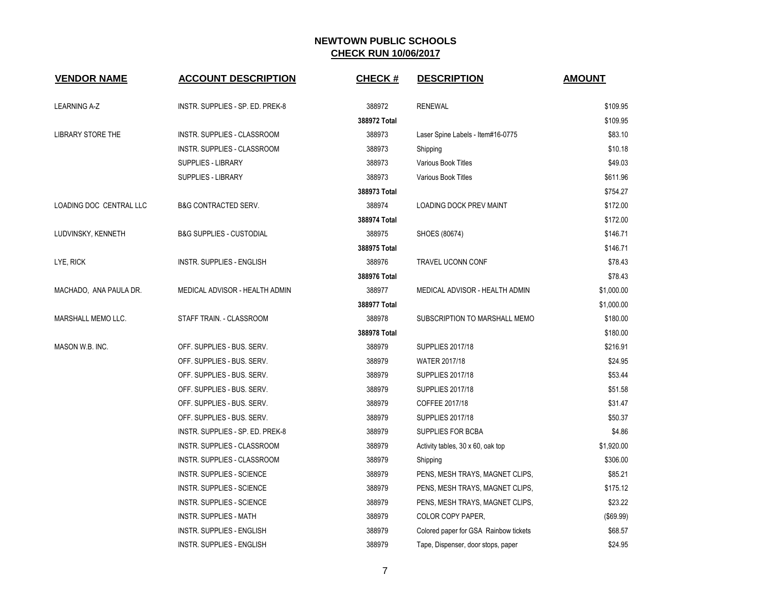# NEWTOWN PUBLIC SCHOOLS

## CHECK RUN 10/06/2017

| VENDOR NAME | ACCOUNT DESCRIPTION | CHECK # | DESCRIPTION | AMOUNT |
|---|---|---|---|---|
| LEARNING A-Z | INSTR. SUPPLIES - SP. ED. PREK-8 | 388972 | RENEWAL | $109.95 |
| | | 388972 Total | | $109.95 |
| LIBRARY STORE THE | INSTR. SUPPLIES - CLASSROOM | 388973 | Laser Spine Labels - Item#16-0775 | $83.10 |
| | INSTR. SUPPLIES - CLASSROOM | 388973 | Shipping | $10.18 |
| | SUPPLIES - LIBRARY | 388973 | Various Book Titles | $49.03 |
| | SUPPLIES - LIBRARY | 388973 | Various Book Titles | $611.96 |
| | | 388973 Total | | $754.27 |
| LOADING DOC CENTRAL LLC | B&G CONTRACTED SERV. | 388974 | LOADING DOCK PREV MAINT | $172.00 |
| | | 388974 Total | | $172.00 |
| LUDVINSKY, KENNETH | B&G SUPPLIES - CUSTODIAL | 388975 | SHOES (80674) | $146.71 |
| | | 388975 Total | | $146.71 |
| LYE, RICK | INSTR. SUPPLIES - ENGLISH | 388976 | TRAVEL UCONN CONF | $78.43 |
| | | 388976 Total | | $78.43 |
| MACHADO, ANA PAULA DR. | MEDICAL ADVISOR - HEALTH ADMIN | 388977 | MEDICAL ADVISOR - HEALTH ADMIN | $1,000.00 |
| | | 388977 Total | | $1,000.00 |
| MARSHALL MEMO LLC. | STAFF TRAIN. - CLASSROOM | 388978 | SUBSCRIPTION TO MARSHALL MEMO | $180.00 |
| | | 388978 Total | | $180.00 |
| MASON W.B. INC. | OFF. SUPPLIES - BUS. SERV. | 388979 | SUPPLIES 2017/18 | $216.91 |
| | OFF. SUPPLIES - BUS. SERV. | 388979 | WATER 2017/18 | $24.95 |
| | OFF. SUPPLIES - BUS. SERV. | 388979 | SUPPLIES 2017/18 | $53.44 |
| | OFF. SUPPLIES - BUS. SERV. | 388979 | SUPPLIES 2017/18 | $51.58 |
| | OFF. SUPPLIES - BUS. SERV. | 388979 | COFFEE 2017/18 | $31.47 |
| | OFF. SUPPLIES - BUS. SERV. | 388979 | SUPPLIES 2017/18 | $50.37 |
| | INSTR. SUPPLIES - SP. ED. PREK-8 | 388979 | SUPPLIES FOR BCBA | $4.86 |
| | INSTR. SUPPLIES - CLASSROOM | 388979 | Activity tables, 30 x 60, oak top | $1,920.00 |
| | INSTR. SUPPLIES - CLASSROOM | 388979 | Shipping | $306.00 |
| | INSTR. SUPPLIES - SCIENCE | 388979 | PENS, MESH TRAYS, MAGNET CLIPS, | $85.21 |
| | INSTR. SUPPLIES - SCIENCE | 388979 | PENS, MESH TRAYS, MAGNET CLIPS, | $175.12 |
| | INSTR. SUPPLIES - SCIENCE | 388979 | PENS, MESH TRAYS, MAGNET CLIPS, | $23.22 |
| | INSTR. SUPPLIES - MATH | 388979 | COLOR COPY PAPER, | ($69.99) |
| | INSTR. SUPPLIES - ENGLISH | 388979 | Colored paper for GSA Rainbow tickets | $68.57 |
| | INSTR. SUPPLIES - ENGLISH | 388979 | Tape, Dispenser, door stops, paper | $24.95 |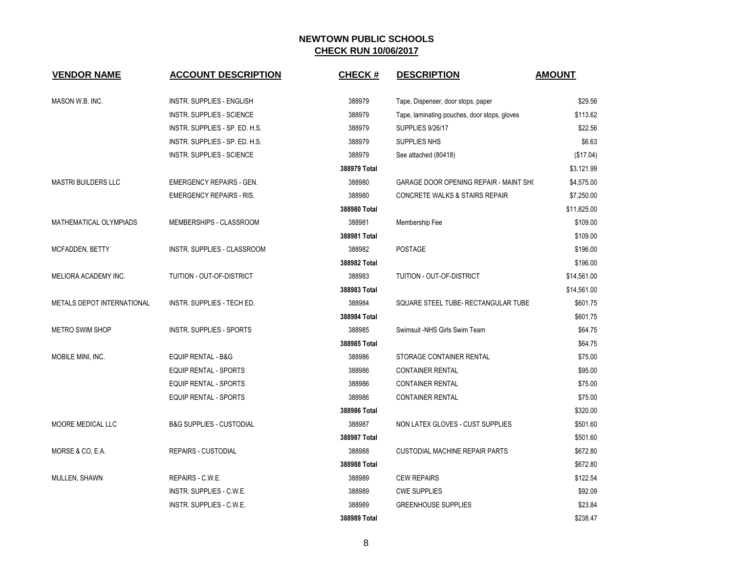# NEWTOWN PUBLIC SCHOOLS

## CHECK RUN 10/06/2017

| VENDOR NAME | ACCOUNT DESCRIPTION | CHECK # | DESCRIPTION | AMOUNT |
|---|---|---|---|---|
| MASON W.B. INC. | INSTR. SUPPLIES - ENGLISH | 388979 | Tape, Dispenser, door stops, paper | $29.56 |
| | INSTR. SUPPLIES - SCIENCE | 388979 | Tape, laminating pouches, door stops, gloves | $113.62 |
| | INSTR. SUPPLIES - SP. ED. H.S. | 388979 | SUPPLIES 9/26/17 | $22.56 |
| | INSTR. SUPPLIES - SP. ED. H.S. | 388979 | SUPPLIES NHS | $6.63 |
| | INSTR. SUPPLIES - SCIENCE | 388979 | See attached (80418) | ($17.04) |
| | | 388979 Total | | $3,121.99 |
| MASTRI BUILDERS LLC | EMERGENCY REPAIRS - GEN. | 388980 | GARAGE DOOR OPENING REPAIR - MAINT SH( | $4,575.00 |
| | EMERGENCY REPAIRS - RIS. | 388980 | CONCRETE WALKS & STAIRS REPAIR | $7,250.00 |
| | | 388980 Total | | $11,825.00 |
| MATHEMATICAL OLYMPIADS | MEMBERSHIPS - CLASSROOM | 388981 | Membership Fee | $109.00 |
| | | 388981 Total | | $109.00 |
| MCFADDEN, BETTY | INSTR. SUPPLIES - CLASSROOM | 388982 | POSTAGE | $196.00 |
| | | 388982 Total | | $196.00 |
| MELIORA ACADEMY INC. | TUITION - OUT-OF-DISTRICT | 388983 | TUITION - OUT-OF-DISTRICT | $14,561.00 |
| | | 388983 Total | | $14,561.00 |
| METALS DEPOT INTERNATIONAL | INSTR. SUPPLIES - TECH ED. | 388984 | SQUARE STEEL TUBE- RECTANGULAR TUBE | $601.75 |
| | | 388984 Total | | $601.75 |
| METRO SWIM SHOP | INSTR. SUPPLIES - SPORTS | 388985 | Swimsuit -NHS Girls Swim Team | $64.75 |
| | | 388985 Total | | $64.75 |
| MOBILE MINI, INC. | EQUIP RENTAL - B&G | 388986 | STORAGE CONTAINER RENTAL | $75.00 |
| | EQUIP RENTAL - SPORTS | 388986 | CONTAINER RENTAL | $95.00 |
| | EQUIP RENTAL - SPORTS | 388986 | CONTAINER RENTAL | $75.00 |
| | EQUIP RENTAL - SPORTS | 388986 | CONTAINER RENTAL | $75.00 |
| | | 388986 Total | | $320.00 |
| MOORE MEDICAL LLC | B&G SUPPLIES - CUSTODIAL | 388987 | NON LATEX GLOVES - CUST SUPPLIES | $501.60 |
| | | 388987 Total | | $501.60 |
| MORSE & CO, E.A. | REPAIRS - CUSTODIAL | 388988 | CUSTODIAL MACHINE REPAIR PARTS | $672.80 |
| | | 388988 Total | | $672.80 |
| MULLEN, SHAWN | REPAIRS - C.W.E. | 388989 | CEW REPAIRS | $122.54 |
| | INSTR. SUPPLIES - C.W.E. | 388989 | CWE SUPPLIES | $92.09 |
| | INSTR. SUPPLIES - C.W.E. | 388989 | GREENHOUSE SUPPLIES | $23.84 |
| | | 388989 Total | | $238.47 |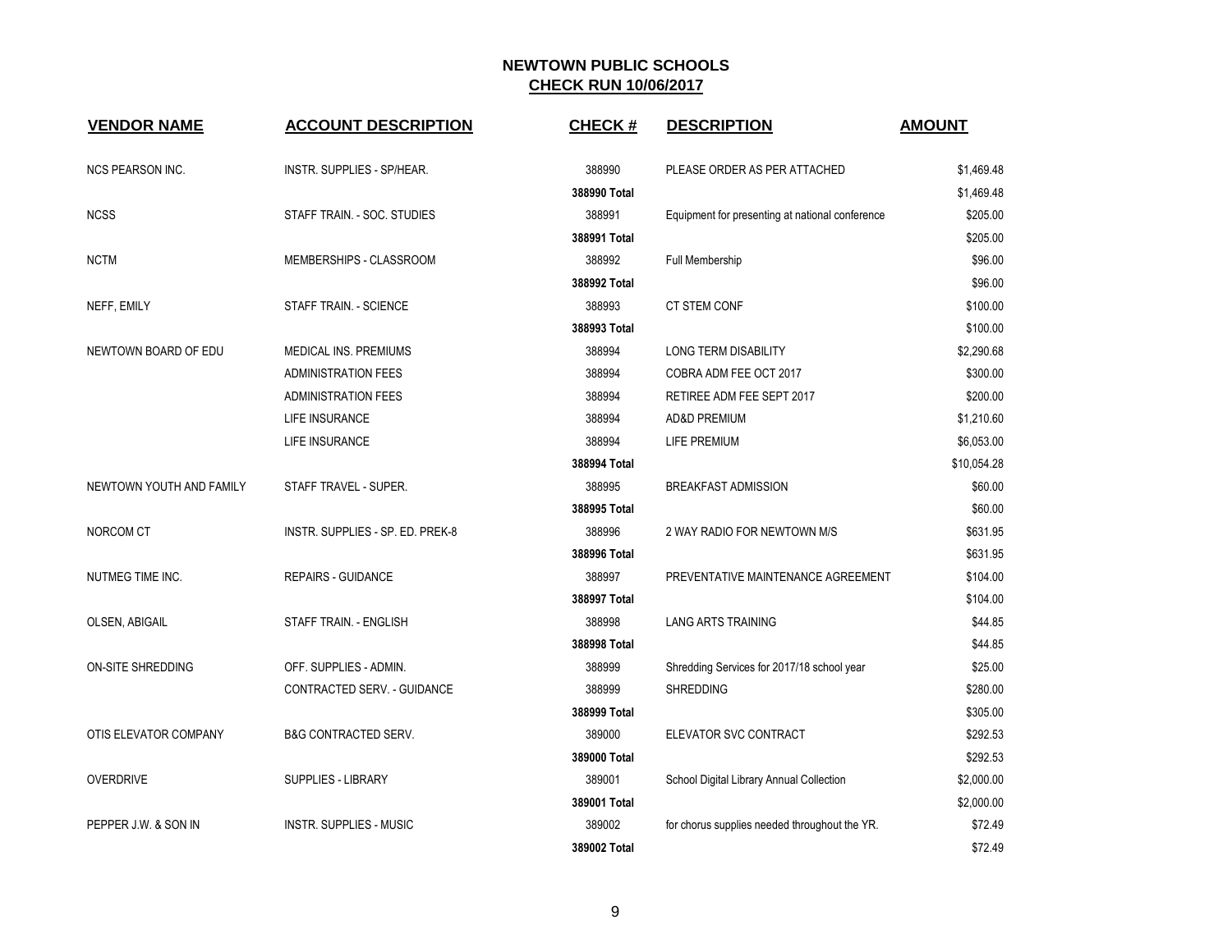# NEWTOWN PUBLIC SCHOOLS

## CHECK RUN 10/06/2017

| VENDOR NAME | ACCOUNT DESCRIPTION | CHECK # | DESCRIPTION | AMOUNT |
|---|---|---|---|---|
| NCS PEARSON INC. | INSTR. SUPPLIES - SP/HEAR. | 388990 | PLEASE ORDER AS PER ATTACHED | $1,469.48 |
| | | 388990 Total | | $1,469.48 |
| NCSS | STAFF TRAIN. - SOC. STUDIES | 388991 | Equipment for presenting at national conference | $205.00 |
| | | 388991 Total | | $205.00 |
| NCTM | MEMBERSHIPS - CLASSROOM | 388992 | Full Membership | $96.00 |
| | | 388992 Total | | $96.00 |
| NEFF, EMILY | STAFF TRAIN. - SCIENCE | 388993 | CT STEM CONF | $100.00 |
| | | 388993 Total | | $100.00 |
| NEWTOWN BOARD OF EDU | MEDICAL INS. PREMIUMS | 388994 | LONG TERM DISABILITY | $2,290.68 |
| | ADMINISTRATION FEES | 388994 | COBRA ADM FEE OCT 2017 | $300.00 |
| | ADMINISTRATION FEES | 388994 | RETIREE ADM FEE SEPT 2017 | $200.00 |
| | LIFE INSURANCE | 388994 | AD&D PREMIUM | $1,210.60 |
| | LIFE INSURANCE | 388994 | LIFE PREMIUM | $6,053.00 |
| | | 388994 Total | | $10,054.28 |
| NEWTOWN YOUTH AND FAMILY | STAFF TRAVEL - SUPER. | 388995 | BREAKFAST ADMISSION | $60.00 |
| | | 388995 Total | | $60.00 |
| NORCOM CT | INSTR. SUPPLIES - SP. ED. PREK-8 | 388996 | 2 WAY RADIO FOR NEWTOWN M/S | $631.95 |
| | | 388996 Total | | $631.95 |
| NUTMEG TIME INC. | REPAIRS - GUIDANCE | 388997 | PREVENTATIVE MAINTENANCE AGREEMENT | $104.00 |
| | | 388997 Total | | $104.00 |
| OLSEN, ABIGAIL | STAFF TRAIN. - ENGLISH | 388998 | LANG ARTS TRAINING | $44.85 |
| | | 388998 Total | | $44.85 |
| ON-SITE SHREDDING | OFF. SUPPLIES - ADMIN. | 388999 | Shredding Services for 2017/18 school year | $25.00 |
| | CONTRACTED SERV. - GUIDANCE | 388999 | SHREDDING | $280.00 |
| | | 388999 Total | | $305.00 |
| OTIS ELEVATOR COMPANY | B&G CONTRACTED SERV. | 389000 | ELEVATOR SVC CONTRACT | $292.53 |
| | | 389000 Total | | $292.53 |
| OVERDRIVE | SUPPLIES - LIBRARY | 389001 | School Digital Library Annual Collection | $2,000.00 |
| | | 389001 Total | | $2,000.00 |
| PEPPER J.W. & SON IN | INSTR. SUPPLIES - MUSIC | 389002 | for chorus supplies needed throughout the YR. | $72.49 |
| | | 389002 Total | | $72.49 |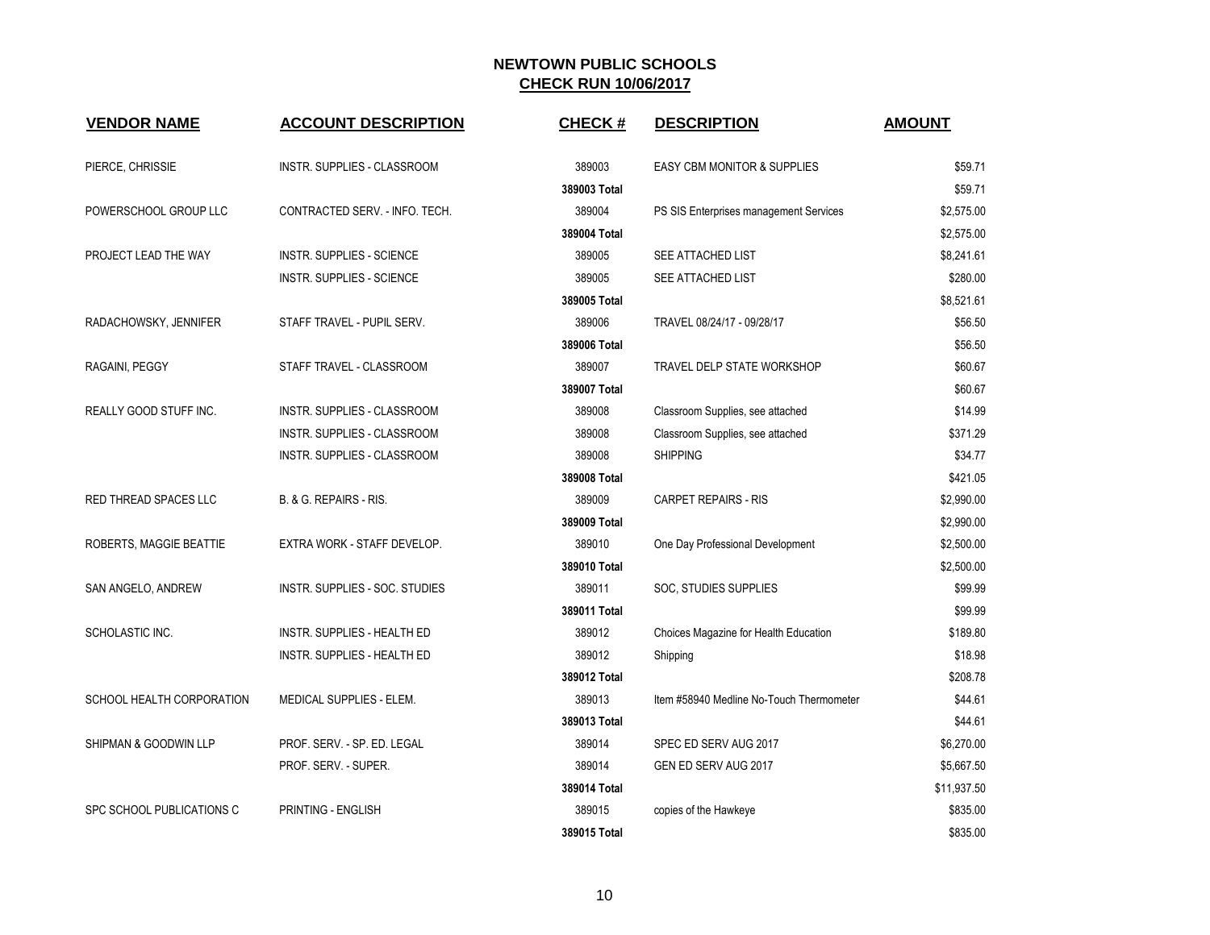# NEWTOWN PUBLIC SCHOOLS
## CHECK RUN 10/06/2017

| VENDOR NAME | ACCOUNT DESCRIPTION | CHECK # | DESCRIPTION | AMOUNT |
|---|---|---|---|---|
| PIERCE, CHRISSIE | INSTR. SUPPLIES - CLASSROOM | 389003 | EASY CBM MONITOR & SUPPLIES | $59.71 |
| | | **389003 Total** | | $59.71 |
| POWERSCHOOL GROUP LLC | CONTRACTED SERV. - INFO. TECH. | 389004 | PS SIS Enterprises management Services | $2,575.00 |
| | | **389004 Total** | | $2,575.00 |
| PROJECT LEAD THE WAY | INSTR. SUPPLIES - SCIENCE | 389005 | SEE ATTACHED LIST | $8,241.61 |
| | INSTR. SUPPLIES - SCIENCE | 389005 | SEE ATTACHED LIST | $280.00 |
| | | **389005 Total** | | $8,521.61 |
| RADACHOWSKY, JENNIFER | STAFF TRAVEL - PUPIL SERV. | 389006 | TRAVEL 08/24/17 - 09/28/17 | $56.50 |
| | | **389006 Total** | | $56.50 |
| RAGAINI, PEGGY | STAFF TRAVEL - CLASSROOM | 389007 | TRAVEL DELP STATE WORKSHOP | $60.67 |
| | | **389007 Total** | | $60.67 |
| REALLY GOOD STUFF INC. | INSTR. SUPPLIES - CLASSROOM | 389008 | Classroom Supplies, see attached | $14.99 |
| | INSTR. SUPPLIES - CLASSROOM | 389008 | Classroom Supplies, see attached | $371.29 |
| | INSTR. SUPPLIES - CLASSROOM | 389008 | SHIPPING | $34.77 |
| | | **389008 Total** | | $421.05 |
| RED THREAD SPACES LLC | B. & G. REPAIRS - RIS. | 389009 | CARPET REPAIRS - RIS | $2,990.00 |
| | | **389009 Total** | | $2,990.00 |
| ROBERTS, MAGGIE BEATTIE | EXTRA WORK - STAFF DEVELOP. | 389010 | One Day Professional Development | $2,500.00 |
| | | **389010 Total** | | $2,500.00 |
| SAN ANGELO, ANDREW | INSTR. SUPPLIES - SOC. STUDIES | 389011 | SOC, STUDIES SUPPLIES | $99.99 |
| | | **389011 Total** | | $99.99 |
| SCHOLASTIC INC. | INSTR. SUPPLIES - HEALTH ED | 389012 | Choices Magazine for Health Education | $189.80 |
| | INSTR. SUPPLIES - HEALTH ED | 389012 | Shipping | $18.98 |
| | | **389012 Total** | | $208.78 |
| SCHOOL HEALTH CORPORATION | MEDICAL SUPPLIES - ELEM. | 389013 | Item #58940 Medline No-Touch Thermometer | $44.61 |
| | | **389013 Total** | | $44.61 |
| SHIPMAN & GOODWIN LLP | PROF. SERV. - SP. ED. LEGAL | 389014 | SPEC ED SERV AUG 2017 | $6,270.00 |
| | PROF. SERV. - SUPER. | 389014 | GEN ED SERV AUG 2017 | $5,667.50 |
| | | **389014 Total** | | $11,937.50 |
| SPC SCHOOL PUBLICATIONS C | PRINTING - ENGLISH | 389015 | copies of the Hawkeye | $835.00 |
| | | **389015 Total** | | $835.00 |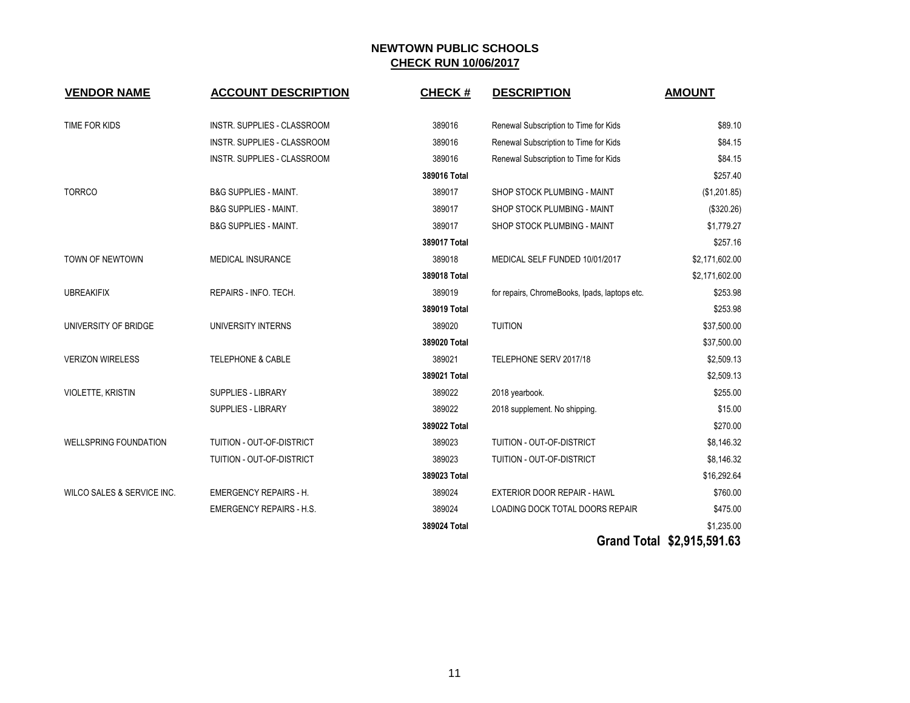**NEWTOWN PUBLIC SCHOOLS**
**CHECK RUN 10/06/2017**

| VENDOR NAME | ACCOUNT DESCRIPTION | CHECK # | DESCRIPTION | AMOUNT |
|---|---|---|---|---|
| TIME FOR KIDS | INSTR. SUPPLIES - CLASSROOM | 389016 | Renewal Subscription to Time for Kids | $89.10 |
| | INSTR. SUPPLIES - CLASSROOM | 389016 | Renewal Subscription to Time for Kids | $84.15 |
| | INSTR. SUPPLIES - CLASSROOM | 389016 | Renewal Subscription to Time for Kids | $84.15 |
| | | **389016 Total** | | $257.40 |
| TORRCO | B&G SUPPLIES - MAINT. | 389017 | SHOP STOCK PLUMBING - MAINT | ($1,201.85) |
| | B&G SUPPLIES - MAINT. | 389017 | SHOP STOCK PLUMBING - MAINT | ($320.26) |
| | B&G SUPPLIES - MAINT. | 389017 | SHOP STOCK PLUMBING - MAINT | $1,779.27 |
| | | **389017 Total** | | $257.16 |
| TOWN OF NEWTOWN | MEDICAL INSURANCE | 389018 | MEDICAL SELF FUNDED 10/01/2017 | $2,171,602.00 |
| | | **389018 Total** | | $2,171,602.00 |
| UBREAKIFIX | REPAIRS - INFO. TECH. | 389019 | for repairs, ChromeBooks, Ipads, laptops etc. | $253.98 |
| | | **389019 Total** | | $253.98 |
| UNIVERSITY OF BRIDGE | UNIVERSITY INTERNS | 389020 | TUITION | $37,500.00 |
| | | **389020 Total** | | $37,500.00 |
| VERIZON WIRELESS | TELEPHONE & CABLE | 389021 | TELEPHONE SERV 2017/18 | $2,509.13 |
| | | **389021 Total** | | $2,509.13 |
| VIOLETTE, KRISTIN | SUPPLIES - LIBRARY | 389022 | 2018 yearbook. | $255.00 |
| | SUPPLIES - LIBRARY | 389022 | 2018 supplement. No shipping. | $15.00 |
| | | **389022 Total** | | $270.00 |
| WELLSPRING FOUNDATION | TUITION - OUT-OF-DISTRICT | 389023 | TUITION - OUT-OF-DISTRICT | $8,146.32 |
| | TUITION - OUT-OF-DISTRICT | 389023 | TUITION - OUT-OF-DISTRICT | $8,146.32 |
| | | **389023 Total** | | $16,292.64 |
| WILCO SALES & SERVICE INC. | EMERGENCY REPAIRS - H. | 389024 | EXTERIOR DOOR REPAIR - HAWL | $760.00 |
| | EMERGENCY REPAIRS - H.S. | 389024 | LOADING DOCK TOTAL DOORS REPAIR | $475.00 |
| | | **389024 Total** | | $1,235.00 |
| | | | **Grand Total** | **$2,915,591.63** |